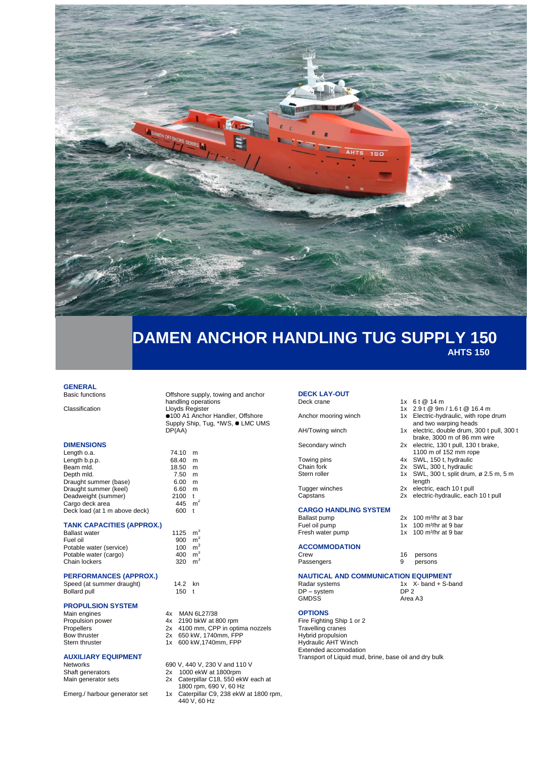# DAMEN ANCHOR HANDLING TUG SUPPLY 150

## AHTS 150

### GENERAL

| | |
|---|---|
| Basic functions | Offshore supply, towing and anchor handling operations |
| Classification | Lloyds Register<br>●100 A1 Anchor Handler, Offshore Supply Ship, Tug, *IWS, ● LMC UMS DP(AA) |

### DIMENSIONS

| | | |
|---|---|---|
| Length o.a. | 74.10 | m |
| Length b.p.p. | 68.40 | m |
| Beam mld. | 18.50 | m |
| Depth mld. | 7.50 | m |
| Draught summer (base) | 6.00 | m |
| Draught summer (keel) | 6.60 | m |
| Deadweight (summer) | 2100 | t |
| Cargo deck area | 445 | $m^2$ |
| Deck load (at 1 m above deck) | 600 | t |

### TANK CAPACITIES (APPROX.)

| | | |
|---|---|---|
| Ballast water | 1125 | $m^3$ |
| Fuel oil | 900 | $m^3$ |
| Potable water (service) | 100 | $m^3$ |
| Potable water (cargo) | 400 | $m^3$ |
| Chain lockers | 320 | $m^3$ |

### PERFORMANCES (APPROX.)

| | | |
|---|---|---|
| Speed (at summer draught) | 14.2 | kn |
| Bollard pull | 150 | t |

### PROPULSION SYSTEM

| | | |
|---|---|---|
| Main engines | 4x | MAN 6L27/38 |
| Propulsion power | 4x | 2190 bkW at 800 rpm |
| Propellers | 2x | 4100 mm, CPP in optima nozzels |
| Bow thruster | 2x | 650 kW, 1740mm, FPP |
| Stern thruster | 1x | 600 kW,1740mm, FPP |

### AUXILIARY EQUIPMENT

| | | |
|---|---|---|
| Networks | | 690 V, 440 V, 230 V and 110 V |
| Shaft generators | 2x | 1000 ekW at 1800rpm |
| Main generator sets | 2x | Caterpillar C18, 550 ekW each at 1800 rpm, 690 V, 60 Hz |
| Emerg./ harbour generator set | 1x | Caterpillar C9, 238 ekW at 1800 rpm, 440 V, 60 Hz |

### DECK LAY-OUT

| | | |
|---|---|---|
| Deck crane | 1x | 6 t @ 14 m |
| | 1x | 2.9 t @ 9m / 1.6 t @ 16.4 m |
| Anchor mooring winch | 1x | Electric-hydraulic, with rope drum and two warping heads |
| AH/Towing winch | 1x | electric, double drum, 300 t pull, 300 t brake, 3000 m of 86 mm wire |
| Secondary winch | 2x | electric, 130 t pull, 130 t brake, 1100 m of 152 mm rope |
| Towing pins | 4x | SWL, 150 t, hydraulic |
| Chain fork | 2x | SWL, 300 t, hydraulic |
| Stern roller | 1x | SWL, 300 t, split drum, ø 2.5 m, 5 m length |
| Tugger winches | 2x | electric, each 10 t pull |
| Capstans | 2x | electric-hydraulic, each 10 t pull |

### CARGO HANDLING SYSTEM

| | | |
|---|---|---|
| Ballast pump | 2x | 100 m³/hr at 3 bar |
| Fuel oil pump | 1x | 100 m³/hr at 9 bar |
| Fresh water pump | 1x | 100 m³/hr at 9 bar |

### ACCOMMODATION

| | | |
|---|---|---|
| Crew | 16 | persons |
| Passengers | 9 | persons |

### NAUTICAL AND COMMUNICATION EQUIPMENT

| | |
|---|---|
| Radar systems | 1x X- band + S-band |
| DP – system | DP 2 |
| GMDSS | Area A3 |

### OPTIONS

Fire Fighting Ship 1 or 2
Travelling cranes
Hybrid propulsion
Hydraulic AHT Winch
Extended accomodation
Transport of Liquid mud, brine, base oil and dry bulk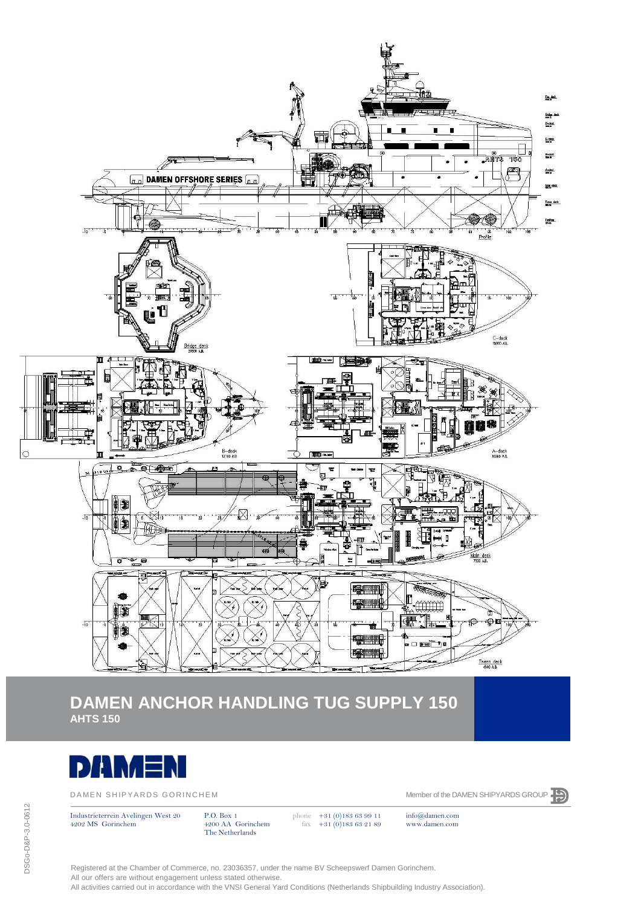# DAMEN ANCHOR HANDLING TUG SUPPLY 150

**AHTS 150**

DAMEN SHIPYARDS GORINCHEM

Member of the DAMEN SHIPYARDS GROUP

Industrieterrein Avelingen West 20
4202 MS Gorinchem

P.O. Box 1
4200 AA Gorinchem
The Netherlands

phone +31 (0)183 63 99 11
fax +31 (0)183 63 21 89

info@damen.com
www.damen.com

DSGo-D&P-3.0-0612

Registered at the Chamber of Commerce, no. 23036357, under the name BV Scheepswerf Damen Gorinchem.
All our offers are without engagement unless stated otherwise.
All activities carried out in accordance with the VNSI General Yard Conditions (Netherlands Shipbuilding Industry Association).